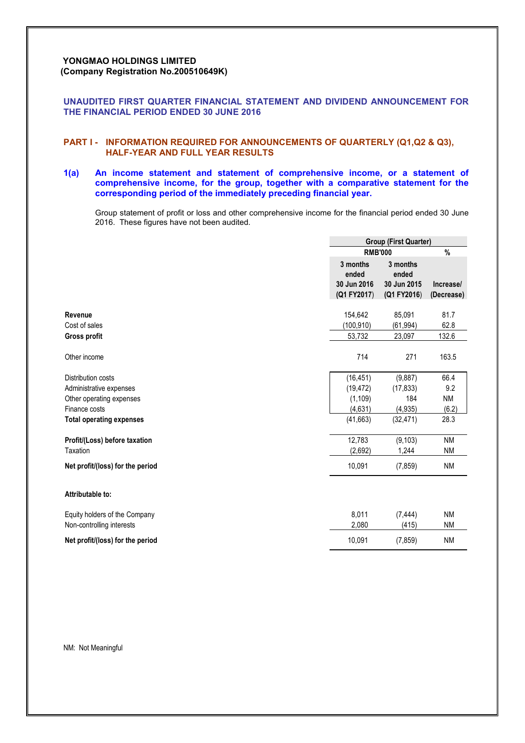**YONGMAO HOLDINGS LIMITED**
**(Company Registration No.200510649K)**

## UNAUDITED FIRST QUARTER FINANCIAL STATEMENT AND DIVIDEND ANNOUNCEMENT FOR THE FINANCIAL PERIOD ENDED 30 JUNE 2016

## PART I - INFORMATION REQUIRED FOR ANNOUNCEMENTS OF QUARTERLY (Q1,Q2 & Q3), HALF-YEAR AND FULL YEAR RESULTS

### 1(a) An income statement and statement of comprehensive income, or a statement of comprehensive income, for the group, together with a comparative statement for the corresponding period of the immediately preceding financial year.

Group statement of profit or loss and other comprehensive income for the financial period ended 30 June 2016. These figures have not been audited.

| | Group (First Quarter) | | |
|---|---|---|---|
| | RMB'000 | | % |
| | 3 months ended 30 Jun 2016 (Q1 FY2017) | 3 months ended 30 Jun 2015 (Q1 FY2016) | Increase/ (Decrease) |
| **Revenue** | 154,642 | 85,091 | 81.7 |
| Cost of sales | (100,910) | (61,994) | 62.8 |
| **Gross profit** | 53,732 | 23,097 | 132.6 |
| Other income | 714 | 271 | 163.5 |
| Distribution costs | (16,451) | (9,887) | 66.4 |
| Administrative expenses | (19,472) | (17,833) | 9.2 |
| Other operating expenses | (1,109) | 184 | NM |
| Finance costs | (4,631) | (4,935) | (6.2) |
| **Total operating expenses** | (41,663) | (32,471) | 28.3 |
| **Profit/(Loss) before taxation** | 12,783 | (9,103) | NM |
| Taxation | (2,692) | 1,244 | NM |
| **Net profit/(loss) for the period** | 10,091 | (7,859) | NM |
| **Attributable to:** | | | |
| Equity holders of the Company | 8,011 | (7,444) | NM |
| Non-controlling interests | 2,080 | (415) | NM |
| **Net profit/(loss) for the period** | 10,091 | (7,859) | NM |

NM: Not Meaningful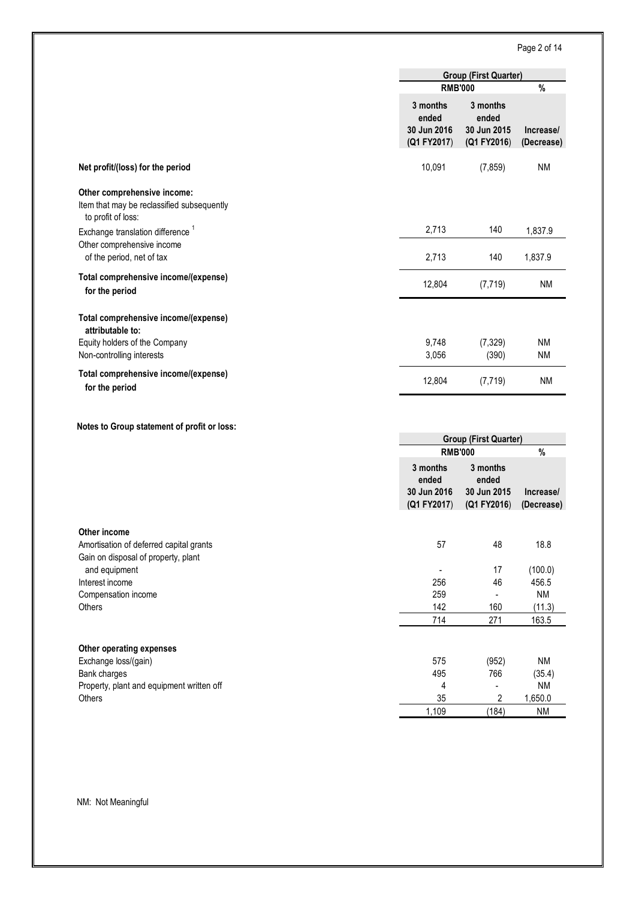| | Group (First Quarter) | | |
|---|---|---|---|
| | RMB'000 | | % |
| | 3 months ended 30 Jun 2016 (Q1 FY2017) | 3 months ended 30 Jun 2015 (Q1 FY2016) | Increase/ (Decrease) |
| **Net profit/(loss) for the period** | 10,091 | (7,859) | NM |
| **Other comprehensive income:** | | | |
| Item that may be reclassified subsequently to profit of loss: | | | |
| Exchange translation difference [1] | 2,713 | 140 | 1,837.9 |
| Other comprehensive income of the period, net of tax | 2,713 | 140 | 1,837.9 |
| **Total comprehensive income/(expense) for the period** | 12,804 | (7,719) | NM |
| **Total comprehensive income/(expense) attributable to:** | | | |
| Equity holders of the Company | 9,748 | (7,329) | NM |
| Non-controlling interests | 3,056 | (390) | NM |
| **Total comprehensive income/(expense) for the period** | 12,804 | (7,719) | NM |

**Notes to Group statement of profit or loss:**

| | Group (First Quarter) | | |
|---|---|---|---|
| | RMB'000 | | % |
| | 3 months ended 30 Jun 2016 (Q1 FY2017) | 3 months ended 30 Jun 2015 (Q1 FY2016) | Increase/ (Decrease) |
| **Other income** | | | |
| Amortisation of deferred capital grants | 57 | 48 | 18.8 |
| Gain on disposal of property, plant and equipment | - | 17 | (100.0) |
| Interest income | 256 | 46 | 456.5 |
| Compensation income | 259 | - | NM |
| Others | 142 | 160 | (11.3) |
| | 714 | 271 | 163.5 |
| **Other operating expenses** | | | |
| Exchange loss/(gain) | 575 | (952) | NM |
| Bank charges | 495 | 766 | (35.4) |
| Property, plant and equipment written off | 4 | - | NM |
| Others | 35 | 2 | 1,650.0 |
| | 1,109 | (184) | NM |

NM: Not Meaningful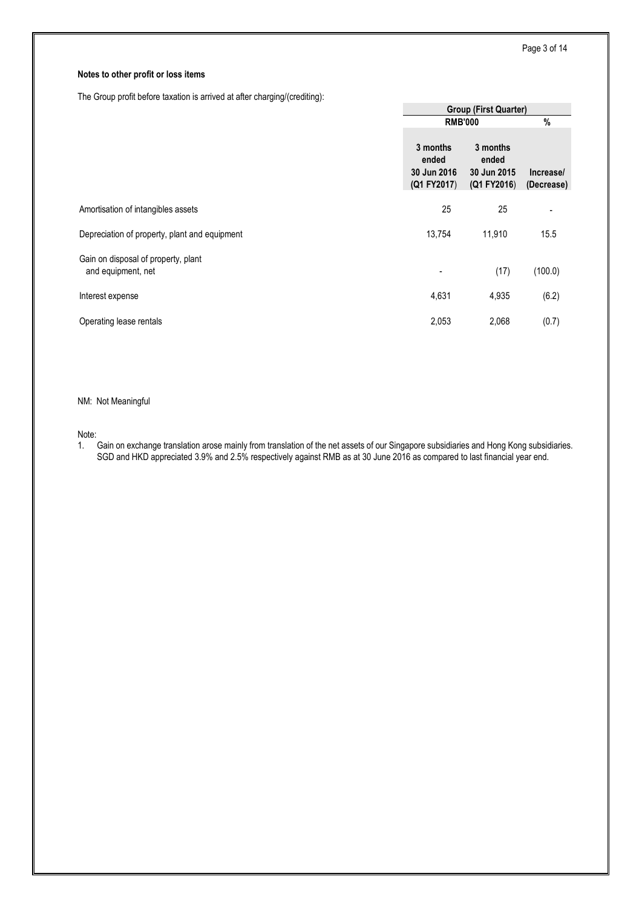**Notes to other profit or loss items**

The Group profit before taxation is arrived at after charging/(crediting):

| | Group (First Quarter) | | |
|---|---|---|---|
| | RMB'000 | | % |
| | 3 months ended 30 Jun 2016 (Q1 FY2017) | 3 months ended 30 Jun 2015 (Q1 FY2016) | Increase/ (Decrease) |
| Amortisation of intangibles assets | 25 | 25 | - |
| Depreciation of property, plant and equipment | 13,754 | 11,910 | 15.5 |
| Gain on disposal of property, plant and equipment, net | - | (17) | (100.0) |
| Interest expense | 4,631 | 4,935 | (6.2) |
| Operating lease rentals | 2,053 | 2,068 | (0.7) |

NM: Not Meaningful

Note:

1. Gain on exchange translation arose mainly from translation of the net assets of our Singapore subsidiaries and Hong Kong subsidiaries. SGD and HKD appreciated 3.9% and 2.5% respectively against RMB as at 30 June 2016 as compared to last financial year end.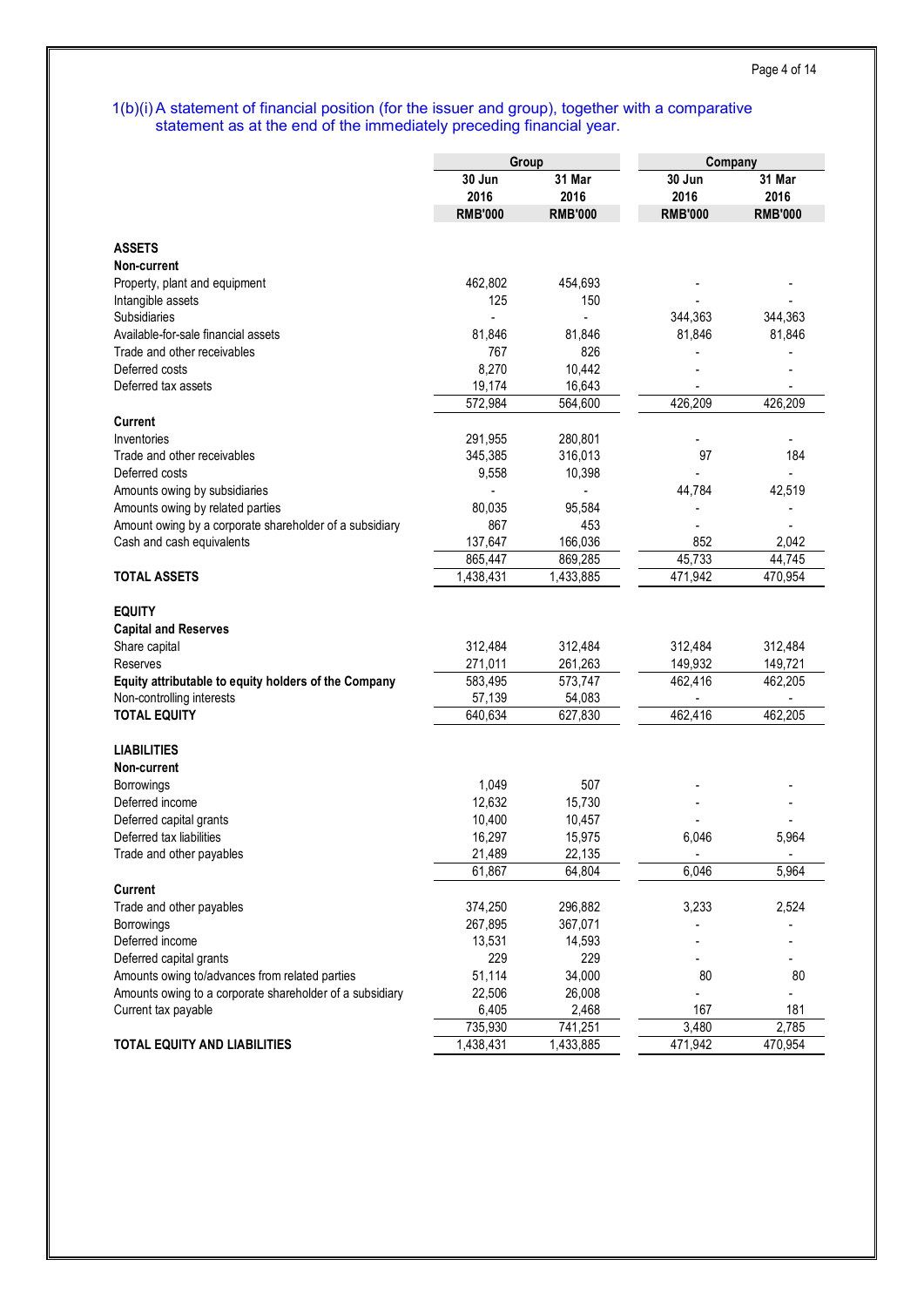1(b)(i) A statement of financial position (for the issuer and group), together with a comparative statement as at the end of the immediately preceding financial year.

| | Group | | Company | |
|---|---|---|---|---|
| | 30 Jun 2016 | 31 Mar 2016 | 30 Jun 2016 | 31 Mar 2016 |
| | RMB'000 | RMB'000 | RMB'000 | RMB'000 |
| **ASSETS** | | | | |
| **Non-current** | | | | |
| Property, plant and equipment | 462,802 | 454,693 | - | - |
| Intangible assets | 125 | 150 | - | - |
| Subsidiaries | - | - | 344,363 | 344,363 |
| Available-for-sale financial assets | 81,846 | 81,846 | 81,846 | 81,846 |
| Trade and other receivables | 767 | 826 | - | - |
| Deferred costs | 8,270 | 10,442 | - | - |
| Deferred tax assets | 19,174 | 16,643 | - | - |
| | 572,984 | 564,600 | 426,209 | 426,209 |
| **Current** | | | | |
| Inventories | 291,955 | 280,801 | - | - |
| Trade and other receivables | 345,385 | 316,013 | 97 | 184 |
| Deferred costs | 9,558 | 10,398 | - | - |
| Amounts owing by subsidiaries | - | - | 44,784 | 42,519 |
| Amounts owing by related parties | 80,035 | 95,584 | - | - |
| Amount owing by a corporate shareholder of a subsidiary | 867 | 453 | - | - |
| Cash and cash equivalents | 137,647 | 166,036 | 852 | 2,042 |
| | 865,447 | 869,285 | 45,733 | 44,745 |
| **TOTAL ASSETS** | 1,438,431 | 1,433,885 | 471,942 | 470,954 |
| | | | | |
| **EQUITY** | | | | |
| **Capital and Reserves** | | | | |
| Share capital | 312,484 | 312,484 | 312,484 | 312,484 |
| Reserves | 271,011 | 261,263 | 149,932 | 149,721 |
| **Equity attributable to equity holders of the Company** | 583,495 | 573,747 | 462,416 | 462,205 |
| Non-controlling interests | 57,139 | 54,083 | - | - |
| **TOTAL EQUITY** | 640,634 | 627,830 | 462,416 | 462,205 |
| | | | | |
| **LIABILITIES** | | | | |
| **Non-current** | | | | |
| Borrowings | 1,049 | 507 | - | - |
| Deferred income | 12,632 | 15,730 | - | - |
| Deferred capital grants | 10,400 | 10,457 | - | - |
| Deferred tax liabilities | 16,297 | 15,975 | 6,046 | 5,964 |
| Trade and other payables | 21,489 | 22,135 | - | - |
| | 61,867 | 64,804 | 6,046 | 5,964 |
| **Current** | | | | |
| Trade and other payables | 374,250 | 296,882 | 3,233 | 2,524 |
| Borrowings | 267,895 | 367,071 | - | - |
| Deferred income | 13,531 | 14,593 | - | - |
| Deferred capital grants | 229 | 229 | - | - |
| Amounts owing to/advances from related parties | 51,114 | 34,000 | 80 | 80 |
| Amounts owing to a corporate shareholder of a subsidiary | 22,506 | 26,008 | - | - |
| Current tax payable | 6,405 | 2,468 | 167 | 181 |
| | 735,930 | 741,251 | 3,480 | 2,785 |
| **TOTAL EQUITY AND LIABILITIES** | 1,438,431 | 1,433,885 | 471,942 | 470,954 |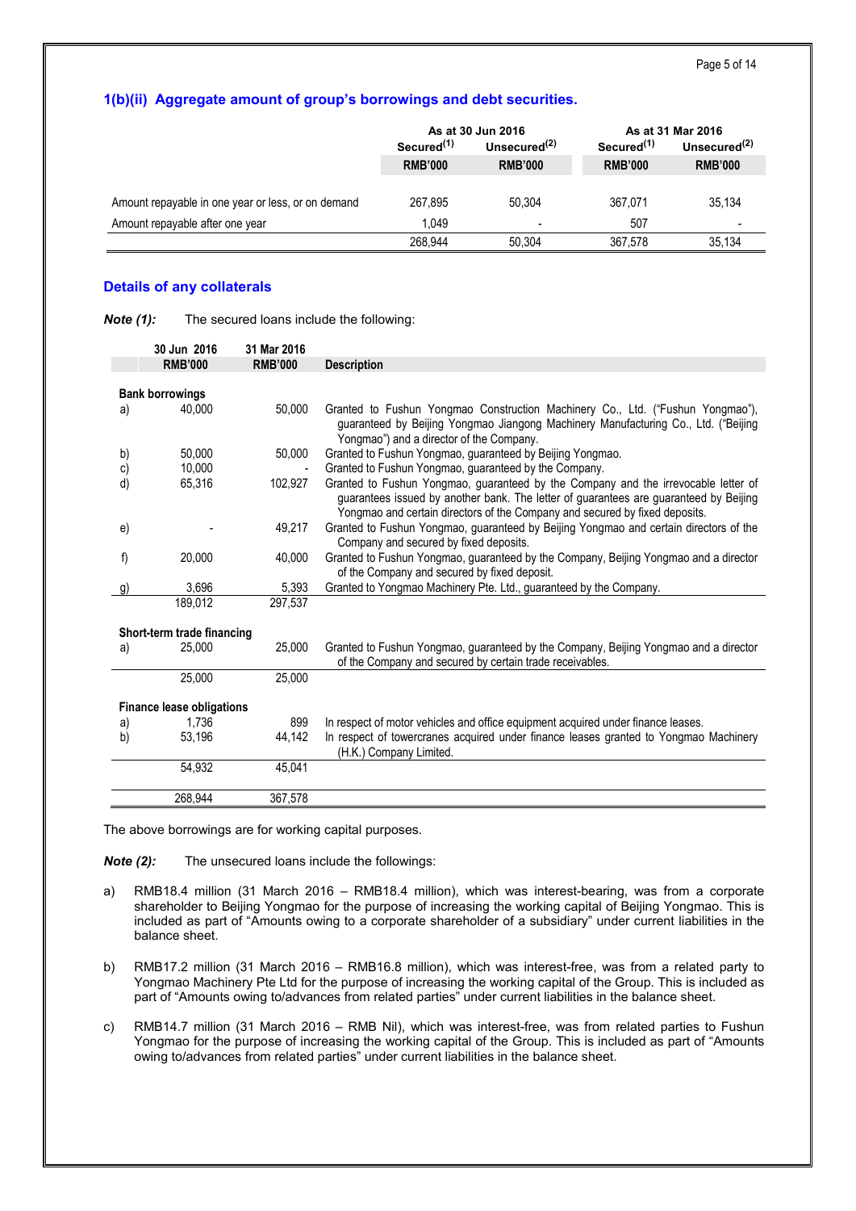## 1(b)(ii) Aggregate amount of group's borrowings and debt securities.

| | As at 30 Jun 2016 | | As at 31 Mar 2016 | |
|---|---|---|---|---|
| | Secured[(1)] | Unsecured[(2)] | Secured[(1)] | Unsecured[(2)] |
| | RMB'000 | RMB'000 | RMB'000 | RMB'000 |
| Amount repayable in one year or less, or on demand | 267,895 | 50,304 | 367,071 | 35,134 |
| Amount repayable after one year | 1,049 | - | 507 | - |
| | 268,944 | 50,304 | 367,578 | 35,134 |

### Details of any collaterals

***Note (1):*** The secured loans include the following:

| | 30 Jun 2016 RMB'000 | 31 Mar 2016 RMB'000 | Description |
|---|---|---|---|
| **Bank borrowings** | | | |
| a) | 40,000 | 50,000 | Granted to Fushun Yongmao Construction Machinery Co., Ltd. ("Fushun Yongmao"), guaranteed by Beijing Yongmao Jiangong Machinery Manufacturing Co., Ltd. ("Beijing Yongmao") and a director of the Company. |
| b) | 50,000 | 50,000 | Granted to Fushun Yongmao, guaranteed by Beijing Yongmao. |
| c) | 10,000 | - | Granted to Fushun Yongmao, guaranteed by the Company. |
| d) | 65,316 | 102,927 | Granted to Fushun Yongmao, guaranteed by the Company and the irrevocable letter of guarantees issued by another bank. The letter of guarantees are guaranteed by Beijing Yongmao and certain directors of the Company and secured by fixed deposits. |
| e) | - | 49,217 | Granted to Fushun Yongmao, guaranteed by Beijing Yongmao and certain directors of the Company and secured by fixed deposits. |
| f) | 20,000 | 40,000 | Granted to Fushun Yongmao, guaranteed by the Company, Beijing Yongmao and a director of the Company and secured by fixed deposit. |
| g) | 3,696 | 5,393 | Granted to Yongmao Machinery Pte. Ltd., guaranteed by the Company. |
| | 189,012 | 297,537 | |
| **Short-term trade financing** | | | |
| a) | 25,000 | 25,000 | Granted to Fushun Yongmao, guaranteed by the Company, Beijing Yongmao and a director of the Company and secured by certain trade receivables. |
| | 25,000 | 25,000 | |
| **Finance lease obligations** | | | |
| a) | 1,736 | 899 | In respect of motor vehicles and office equipment acquired under finance leases. |
| b) | 53,196 | 44,142 | In respect of towercranes acquired under finance leases granted to Yongmao Machinery (H.K.) Company Limited. |
| | 54,932 | 45,041 | |
| | 268,944 | 367,578 | |

The above borrowings are for working capital purposes.

***Note (2):*** The unsecured loans include the followings:

a) RMB18.4 million (31 March 2016 – RMB18.4 million), which was interest-bearing, was from a corporate shareholder to Beijing Yongmao for the purpose of increasing the working capital of Beijing Yongmao. This is included as part of "Amounts owing to a corporate shareholder of a subsidiary" under current liabilities in the balance sheet.

b) RMB17.2 million (31 March 2016 – RMB16.8 million), which was interest-free, was from a related party to Yongmao Machinery Pte Ltd for the purpose of increasing the working capital of the Group. This is included as part of "Amounts owing to/advances from related parties" under current liabilities in the balance sheet.

c) RMB14.7 million (31 March 2016 – RMB Nil), which was interest-free, was from related parties to Fushun Yongmao for the purpose of increasing the working capital of the Group. This is included as part of "Amounts owing to/advances from related parties" under current liabilities in the balance sheet.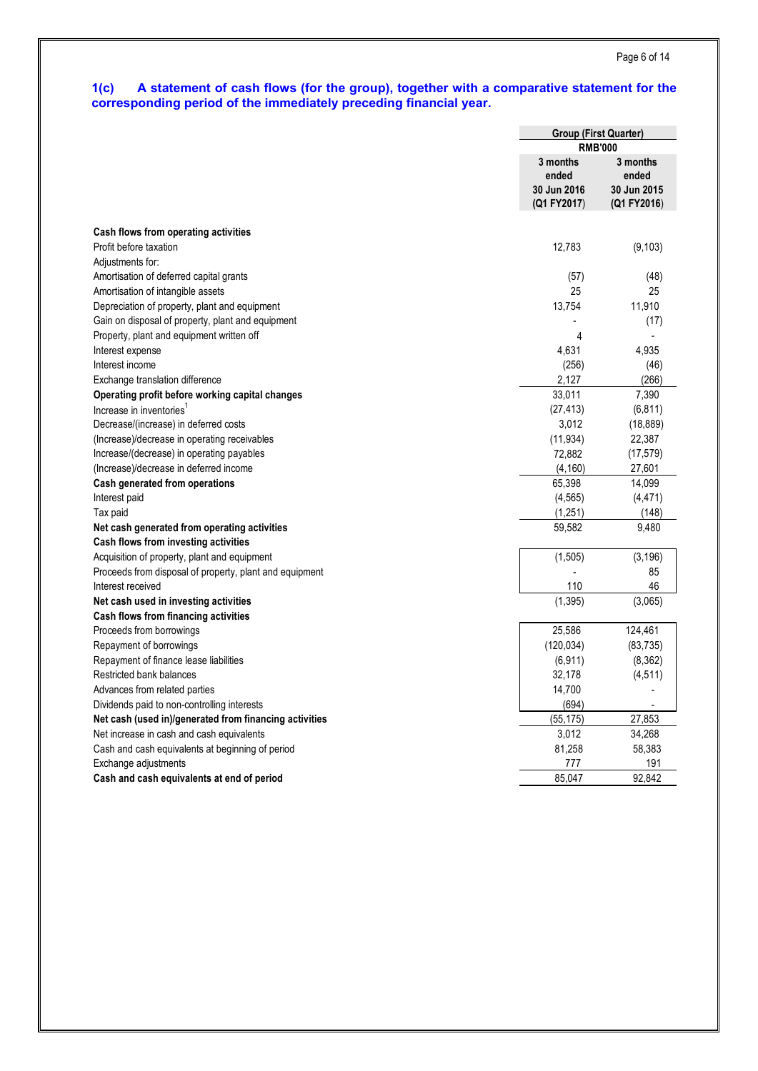### 1(c) A statement of cash flows (for the group), together with a comparative statement for the corresponding period of the immediately preceding financial year.

| | Group (First Quarter) | |
|---|---|---|
| | RMB'000 | |
| | 3 months ended 30 Jun 2016 (Q1 FY2017) | 3 months ended 30 Jun 2015 (Q1 FY2016) |
| **Cash flows from operating activities** | | |
| Profit before taxation | 12,783 | (9,103) |
| Adjustments for: | | |
| Amortisation of deferred capital grants | (57) | (48) |
| Amortisation of intangible assets | 25 | 25 |
| Depreciation of property, plant and equipment | 13,754 | 11,910 |
| Gain on disposal of property, plant and equipment | - | (17) |
| Property, plant and equipment written off | 4 | - |
| Interest expense | 4,631 | 4,935 |
| Interest income | (256) | (46) |
| Exchange translation difference | 2,127 | (266) |
| **Operating profit before working capital changes** | 33,011 | 7,390 |
| Increase in inventories[1] | (27,413) | (6,811) |
| Decrease/(increase) in deferred costs | 3,012 | (18,889) |
| (Increase)/decrease in operating receivables | (11,934) | 22,387 |
| Increase/(decrease) in operating payables | 72,882 | (17,579) |
| (Increase)/decrease in deferred income | (4,160) | 27,601 |
| **Cash generated from operations** | 65,398 | 14,099 |
| Interest paid | (4,565) | (4,471) |
| Tax paid | (1,251) | (148) |
| **Net cash generated from operating activities** | 59,582 | 9,480 |
| **Cash flows from investing activities** | | |
| Acquisition of property, plant and equipment | (1,505) | (3,196) |
| Proceeds from disposal of property, plant and equipment | - | 85 |
| Interest received | 110 | 46 |
| **Net cash used in investing activities** | (1,395) | (3,065) |
| **Cash flows from financing activities** | | |
| Proceeds from borrowings | 25,586 | 124,461 |
| Repayment of borrowings | (120,034) | (83,735) |
| Repayment of finance lease liabilities | (6,911) | (8,362) |
| Restricted bank balances | 32,178 | (4,511) |
| Advances from related parties | 14,700 | - |
| Dividends paid to non-controlling interests | (694) | - |
| **Net cash (used in)/generated from financing activities** | (55,175) | 27,853 |
| Net increase in cash and cash equivalents | 3,012 | 34,268 |
| Cash and cash equivalents at beginning of period | 81,258 | 58,383 |
| Exchange adjustments | 777 | 191 |
| **Cash and cash equivalents at end of period** | 85,047 | 92,842 |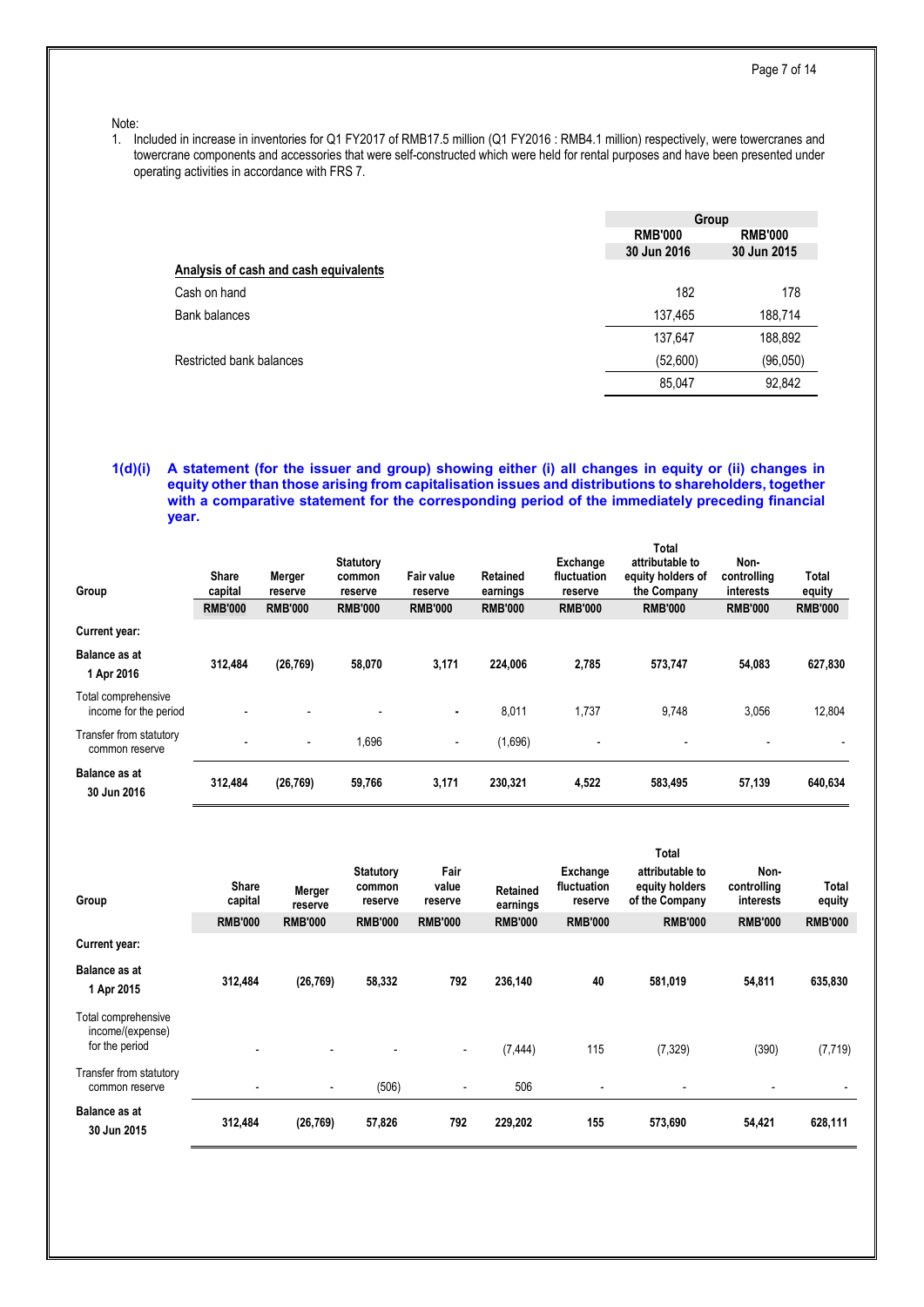Note:

1. Included in increase in inventories for Q1 FY2017 of RMB17.5 million (Q1 FY2016 : RMB4.1 million) respectively, were towercranes and towercrane components and accessories that were self-constructed which were held for rental purposes and have been presented under operating activities in accordance with FRS 7.

| | Group | |
|---|---|---|
| | RMB'000 | RMB'000 |
| | 30 Jun 2016 | 30 Jun 2015 |
| **Analysis of cash and cash equivalents** | | |
| Cash on hand | 182 | 178 |
| Bank balances | 137,465 | 188,714 |
| | 137,647 | 188,892 |
| Restricted bank balances | (52,600) | (96,050) |
| | 85,047 | 92,842 |

### 1(d)(i) A statement (for the issuer and group) showing either (i) all changes in equity or (ii) changes in equity other than those arising from capitalisation issues and distributions to shareholders, together with a comparative statement for the corresponding period of the immediately preceding financial year.

| Group | Share capital | Merger reserve | Statutory common reserve | Fair value reserve | Retained earnings | Exchange fluctuation reserve | Total attributable to equity holders of the Company | Non-controlling interests | Total equity |
|---|---|---|---|---|---|---|---|---|---|
| | RMB'000 | RMB'000 | RMB'000 | RMB'000 | RMB'000 | RMB'000 | RMB'000 | RMB'000 | RMB'000 |
| **Current year:** | | | | | | | | | |
| **Balance as at 1 Apr 2016** | **312,484** | **(26,769)** | **58,070** | **3,171** | **224,006** | **2,785** | **573,747** | **54,083** | **627,830** |
| Total comprehensive income for the period | - | - | - | - | 8,011 | 1,737 | 9,748 | 3,056 | 12,804 |
| Transfer from statutory common reserve | - | - | 1,696 | - | (1,696) | - | - | - | - |
| **Balance as at 30 Jun 2016** | **312,484** | **(26,769)** | **59,766** | **3,171** | **230,321** | **4,522** | **583,495** | **57,139** | **640,634** |

| Group | Share capital | Merger reserve | Statutory common reserve | Fair value reserve | Retained earnings | Exchange fluctuation reserve | Total attributable to equity holders of the Company | Non-controlling interests | Total equity |
|---|---|---|---|---|---|---|---|---|---|
| | RMB'000 | RMB'000 | RMB'000 | RMB'000 | RMB'000 | RMB'000 | RMB'000 | RMB'000 | RMB'000 |
| **Current year:** | | | | | | | | | |
| **Balance as at 1 Apr 2015** | **312,484** | **(26,769)** | **58,332** | **792** | **236,140** | **40** | **581,019** | **54,811** | **635,830** |
| Total comprehensive income/(expense) for the period | - | - | - | - | (7,444) | 115 | (7,329) | (390) | (7,719) |
| Transfer from statutory common reserve | - | - | (506) | - | 506 | - | - | - | - |
| **Balance as at 30 Jun 2015** | **312,484** | **(26,769)** | **57,826** | **792** | **229,202** | **155** | **573,690** | **54,421** | **628,111** |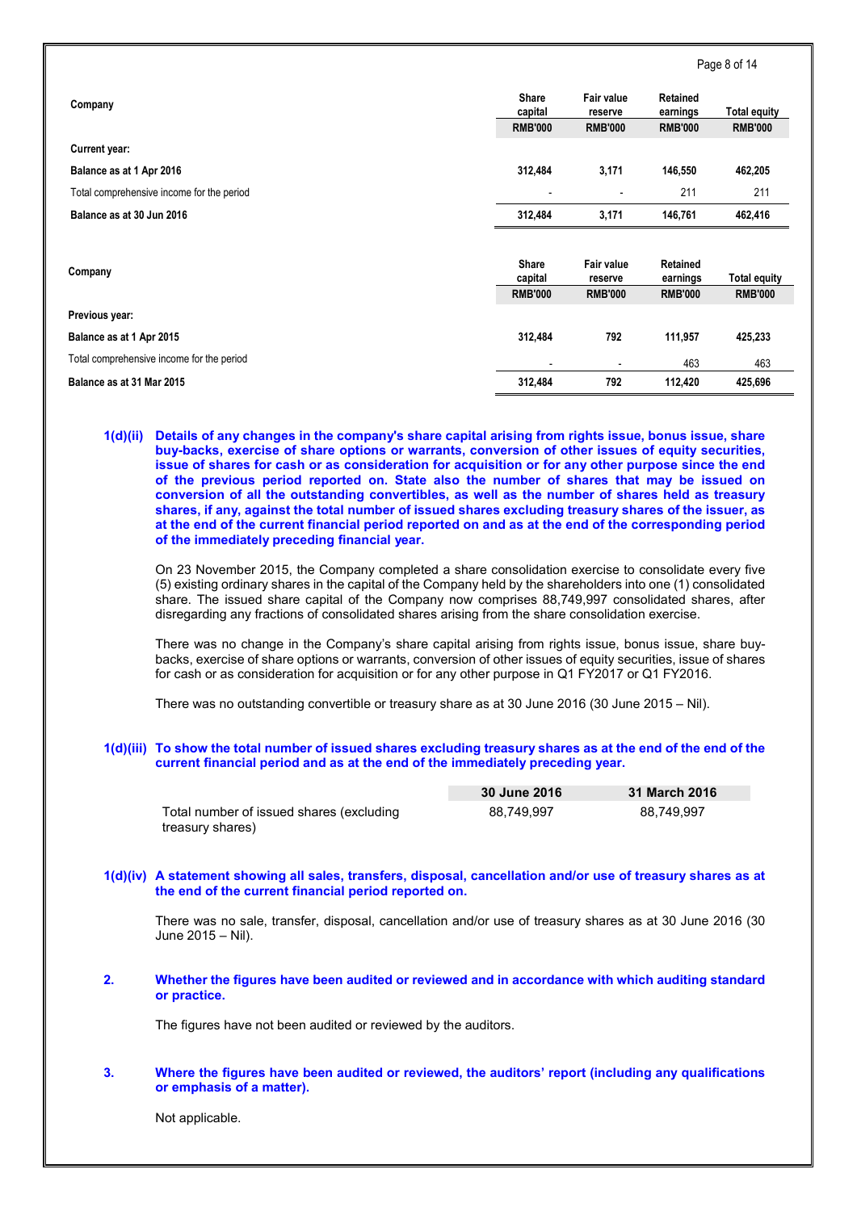| Company | Share capital | Fair value reserve | Retained earnings | Total equity |
|---|---|---|---|---|
| | RMB'000 | RMB'000 | RMB'000 | RMB'000 |
| **Current year:** | | | | |
| **Balance as at 1 Apr 2016** | **312,484** | **3,171** | **146,550** | **462,205** |
| Total comprehensive income for the period | - | - | 211 | 211 |
| **Balance as at 30 Jun 2016** | **312,484** | **3,171** | **146,761** | **462,416** |

| Company | Share capital | Fair value reserve | Retained earnings | Total equity |
|---|---|---|---|---|
| | RMB'000 | RMB'000 | RMB'000 | RMB'000 |
| **Previous year:** | | | | |
| **Balance as at 1 Apr 2015** | **312,484** | **792** | **111,957** | **425,233** |
| Total comprehensive income for the period | - | - | 463 | 463 |
| **Balance as at 31 Mar 2015** | **312,484** | **792** | **112,420** | **425,696** |

**1(d)(ii) Details of any changes in the company's share capital arising from rights issue, bonus issue, share buy-backs, exercise of share options or warrants, conversion of other issues of equity securities, issue of shares for cash or as consideration for acquisition or for any other purpose since the end of the previous period reported on. State also the number of shares that may be issued on conversion of all the outstanding convertibles, as well as the number of shares held as treasury shares, if any, against the total number of issued shares excluding treasury shares of the issuer, as at the end of the current financial period reported on and as at the end of the corresponding period of the immediately preceding financial year.**

On 23 November 2015, the Company completed a share consolidation exercise to consolidate every five (5) existing ordinary shares in the capital of the Company held by the shareholders into one (1) consolidated share. The issued share capital of the Company now comprises 88,749,997 consolidated shares, after disregarding any fractions of consolidated shares arising from the share consolidation exercise.

There was no change in the Company's share capital arising from rights issue, bonus issue, share buy-backs, exercise of share options or warrants, conversion of other issues of equity securities, issue of shares for cash or as consideration for acquisition or for any other purpose in Q1 FY2017 or Q1 FY2016.

There was no outstanding convertible or treasury share as at 30 June 2016 (30 June 2015 – Nil).

**1(d)(iii) To show the total number of issued shares excluding treasury shares as at the end of the end of the current financial period and as at the end of the immediately preceding year.**

| | 30 June 2016 | 31 March 2016 |
|---|---|---|
| Total number of issued shares (excluding treasury shares) | 88,749,997 | 88,749,997 |

**1(d)(iv) A statement showing all sales, transfers, disposal, cancellation and/or use of treasury shares as at the end of the current financial period reported on.**

There was no sale, transfer, disposal, cancellation and/or use of treasury shares as at 30 June 2016 (30 June 2015 – Nil).

**2. Whether the figures have been audited or reviewed and in accordance with which auditing standard or practice.**

The figures have not been audited or reviewed by the auditors.

**3. Where the figures have been audited or reviewed, the auditors' report (including any qualifications or emphasis of a matter).**

Not applicable.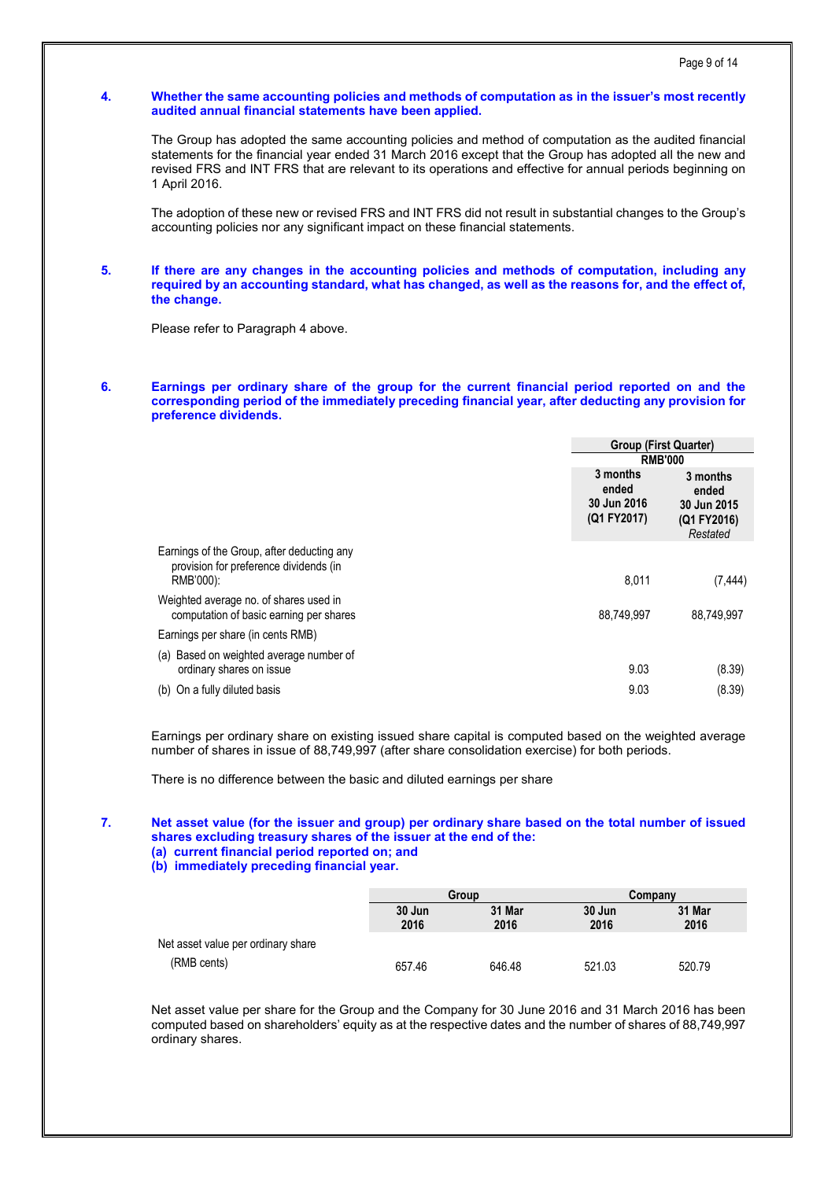**4. Whether the same accounting policies and methods of computation as in the issuer's most recently audited annual financial statements have been applied.**

The Group has adopted the same accounting policies and method of computation as the audited financial statements for the financial year ended 31 March 2016 except that the Group has adopted all the new and revised FRS and INT FRS that are relevant to its operations and effective for annual periods beginning on 1 April 2016.

The adoption of these new or revised FRS and INT FRS did not result in substantial changes to the Group's accounting policies nor any significant impact on these financial statements.

**5. If there are any changes in the accounting policies and methods of computation, including any required by an accounting standard, what has changed, as well as the reasons for, and the effect of, the change.**

Please refer to Paragraph 4 above.

**6. Earnings per ordinary share of the group for the current financial period reported on and the corresponding period of the immediately preceding financial year, after deducting any provision for preference dividends.**

| | Group (First Quarter) RMB'000 | |
|---|---|---|
| | 3 months ended 30 Jun 2016 (Q1 FY2017) | 3 months ended 30 Jun 2015 (Q1 FY2016) *Restated* |
| Earnings of the Group, after deducting any provision for preference dividends (in RMB'000): | 8,011 | (7,444) |
| Weighted average no. of shares used in computation of basic earning per shares | 88,749,997 | 88,749,997 |
| Earnings per share (in cents RMB) | | |
| (a) Based on weighted average number of ordinary shares on issue | 9.03 | (8.39) |
| (b) On a fully diluted basis | 9.03 | (8.39) |

Earnings per ordinary share on existing issued share capital is computed based on the weighted average number of shares in issue of 88,749,997 (after share consolidation exercise) for both periods.

There is no difference between the basic and diluted earnings per share

**7. Net asset value (for the issuer and group) per ordinary share based on the total number of issued shares excluding treasury shares of the issuer at the end of the:**
**(a) current financial period reported on; and**
**(b) immediately preceding financial year.**

| | Group | | Company | |
|---|---|---|---|---|
| | 30 Jun 2016 | 31 Mar 2016 | 30 Jun 2016 | 31 Mar 2016 |
| Net asset value per ordinary share (RMB cents) | 657.46 | 646.48 | 521.03 | 520.79 |

Net asset value per share for the Group and the Company for 30 June 2016 and 31 March 2016 has been computed based on shareholders' equity as at the respective dates and the number of shares of 88,749,997 ordinary shares.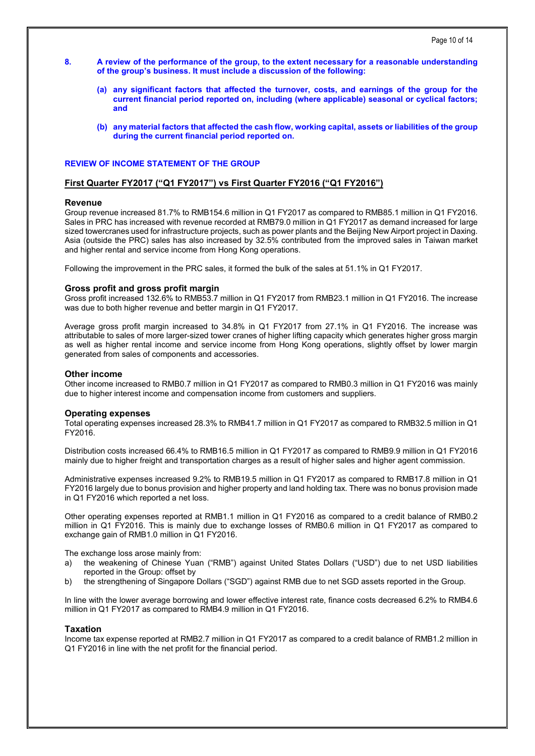8. **A review of the performance of the group, to the extent necessary for a reasonable understanding of the group's business. It must include a discussion of the following:**

   **(a) any significant factors that affected the turnover, costs, and earnings of the group for the current financial period reported on, including (where applicable) seasonal or cyclical factors; and**

   **(b) any material factors that affected the cash flow, working capital, assets or liabilities of the group during the current financial period reported on.**

**REVIEW OF INCOME STATEMENT OF THE GROUP**

**First Quarter FY2017 ("Q1 FY2017") vs First Quarter FY2016 ("Q1 FY2016")**

### Revenue

Group revenue increased 81.7% to RMB154.6 million in Q1 FY2017 as compared to RMB85.1 million in Q1 FY2016. Sales in PRC has increased with revenue recorded at RMB79.0 million in Q1 FY2017 as demand increased for large sized towercranes used for infrastructure projects, such as power plants and the Beijing New Airport project in Daxing. Asia (outside the PRC) sales has also increased by 32.5% contributed from the improved sales in Taiwan market and higher rental and service income from Hong Kong operations.

Following the improvement in the PRC sales, it formed the bulk of the sales at 51.1% in Q1 FY2017.

### Gross profit and gross profit margin

Gross profit increased 132.6% to RMB53.7 million in Q1 FY2017 from RMB23.1 million in Q1 FY2016. The increase was due to both higher revenue and better margin in Q1 FY2017.

Average gross profit margin increased to 34.8% in Q1 FY2017 from 27.1% in Q1 FY2016. The increase was attributable to sales of more larger-sized tower cranes of higher lifting capacity which generates higher gross margin as well as higher rental income and service income from Hong Kong operations, slightly offset by lower margin generated from sales of components and accessories.

### Other income

Other income increased to RMB0.7 million in Q1 FY2017 as compared to RMB0.3 million in Q1 FY2016 was mainly due to higher interest income and compensation income from customers and suppliers.

### Operating expenses

Total operating expenses increased 28.3% to RMB41.7 million in Q1 FY2017 as compared to RMB32.5 million in Q1 FY2016.

Distribution costs increased 66.4% to RMB16.5 million in Q1 FY2017 as compared to RMB9.9 million in Q1 FY2016 mainly due to higher freight and transportation charges as a result of higher sales and higher agent commission.

Administrative expenses increased 9.2% to RMB19.5 million in Q1 FY2017 as compared to RMB17.8 million in Q1 FY2016 largely due to bonus provision and higher property and land holding tax. There was no bonus provision made in Q1 FY2016 which reported a net loss.

Other operating expenses reported at RMB1.1 million in Q1 FY2016 as compared to a credit balance of RMB0.2 million in Q1 FY2016. This is mainly due to exchange losses of RMB0.6 million in Q1 FY2017 as compared to exchange gain of RMB1.0 million in Q1 FY2016.

The exchange loss arose mainly from:

a) the weakening of Chinese Yuan ("RMB") against United States Dollars ("USD") due to net USD liabilities reported in the Group: offset by
b) the strengthening of Singapore Dollars ("SGD") against RMB due to net SGD assets reported in the Group.

In line with the lower average borrowing and lower effective interest rate, finance costs decreased 6.2% to RMB4.6 million in Q1 FY2017 as compared to RMB4.9 million in Q1 FY2016.

### Taxation

Income tax expense reported at RMB2.7 million in Q1 FY2017 as compared to a credit balance of RMB1.2 million in Q1 FY2016 in line with the net profit for the financial period.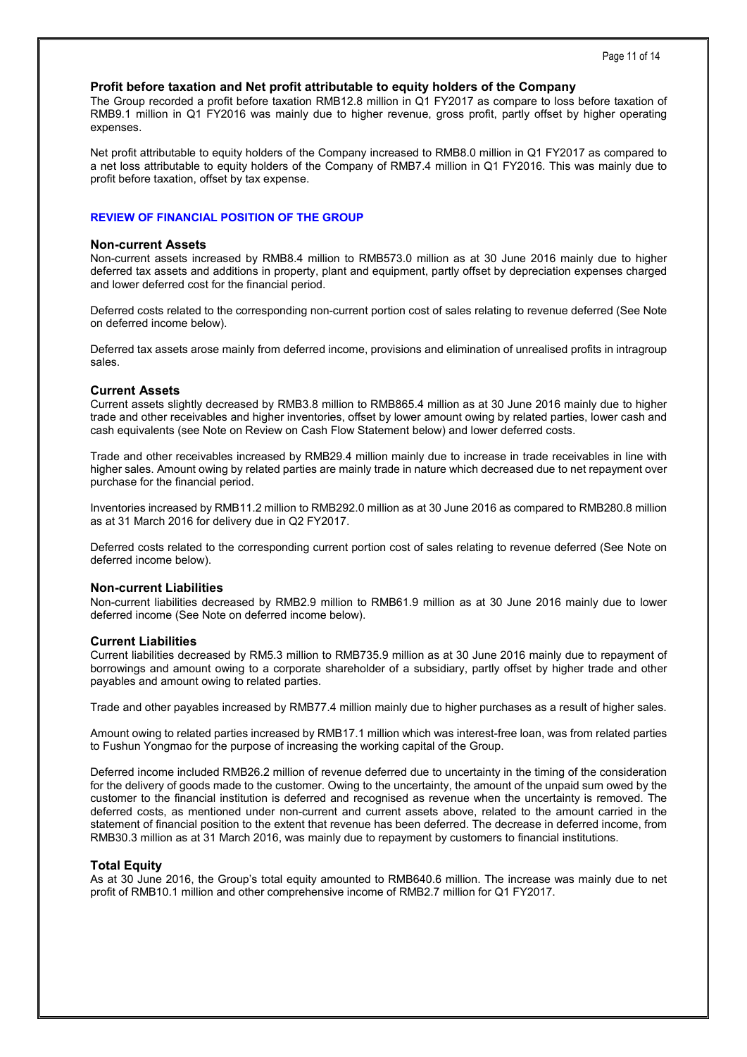**Profit before taxation and Net profit attributable to equity holders of the Company**

The Group recorded a profit before taxation RMB12.8 million in Q1 FY2017 as compare to loss before taxation of RMB9.1 million in Q1 FY2016 was mainly due to higher revenue, gross profit, partly offset by higher operating expenses.

Net profit attributable to equity holders of the Company increased to RMB8.0 million in Q1 FY2017 as compared to a net loss attributable to equity holders of the Company of RMB7.4 million in Q1 FY2016. This was mainly due to profit before taxation, offset by tax expense.

## REVIEW OF FINANCIAL POSITION OF THE GROUP

### Non-current Assets

Non-current assets increased by RMB8.4 million to RMB573.0 million as at 30 June 2016 mainly due to higher deferred tax assets and additions in property, plant and equipment, partly offset by depreciation expenses charged and lower deferred cost for the financial period.

Deferred costs related to the corresponding non-current portion cost of sales relating to revenue deferred (See Note on deferred income below).

Deferred tax assets arose mainly from deferred income, provisions and elimination of unrealised profits in intragroup sales.

### Current Assets

Current assets slightly decreased by RMB3.8 million to RMB865.4 million as at 30 June 2016 mainly due to higher trade and other receivables and higher inventories, offset by lower amount owing by related parties, lower cash and cash equivalents (see Note on Review on Cash Flow Statement below) and lower deferred costs.

Trade and other receivables increased by RMB29.4 million mainly due to increase in trade receivables in line with higher sales. Amount owing by related parties are mainly trade in nature which decreased due to net repayment over purchase for the financial period.

Inventories increased by RMB11.2 million to RMB292.0 million as at 30 June 2016 as compared to RMB280.8 million as at 31 March 2016 for delivery due in Q2 FY2017.

Deferred costs related to the corresponding current portion cost of sales relating to revenue deferred (See Note on deferred income below).

### Non-current Liabilities

Non-current liabilities decreased by RMB2.9 million to RMB61.9 million as at 30 June 2016 mainly due to lower deferred income (See Note on deferred income below).

### Current Liabilities

Current liabilities decreased by RM5.3 million to RMB735.9 million as at 30 June 2016 mainly due to repayment of borrowings and amount owing to a corporate shareholder of a subsidiary, partly offset by higher trade and other payables and amount owing to related parties.

Trade and other payables increased by RMB77.4 million mainly due to higher purchases as a result of higher sales.

Amount owing to related parties increased by RMB17.1 million which was interest-free loan, was from related parties to Fushun Yongmao for the purpose of increasing the working capital of the Group.

Deferred income included RMB26.2 million of revenue deferred due to uncertainty in the timing of the consideration for the delivery of goods made to the customer. Owing to the uncertainty, the amount of the unpaid sum owed by the customer to the financial institution is deferred and recognised as revenue when the uncertainty is removed. The deferred costs, as mentioned under non-current and current assets above, related to the amount carried in the statement of financial position to the extent that revenue has been deferred. The decrease in deferred income, from RMB30.3 million as at 31 March 2016, was mainly due to repayment by customers to financial institutions.

### Total Equity

As at 30 June 2016, the Group's total equity amounted to RMB640.6 million. The increase was mainly due to net profit of RMB10.1 million and other comprehensive income of RMB2.7 million for Q1 FY2017.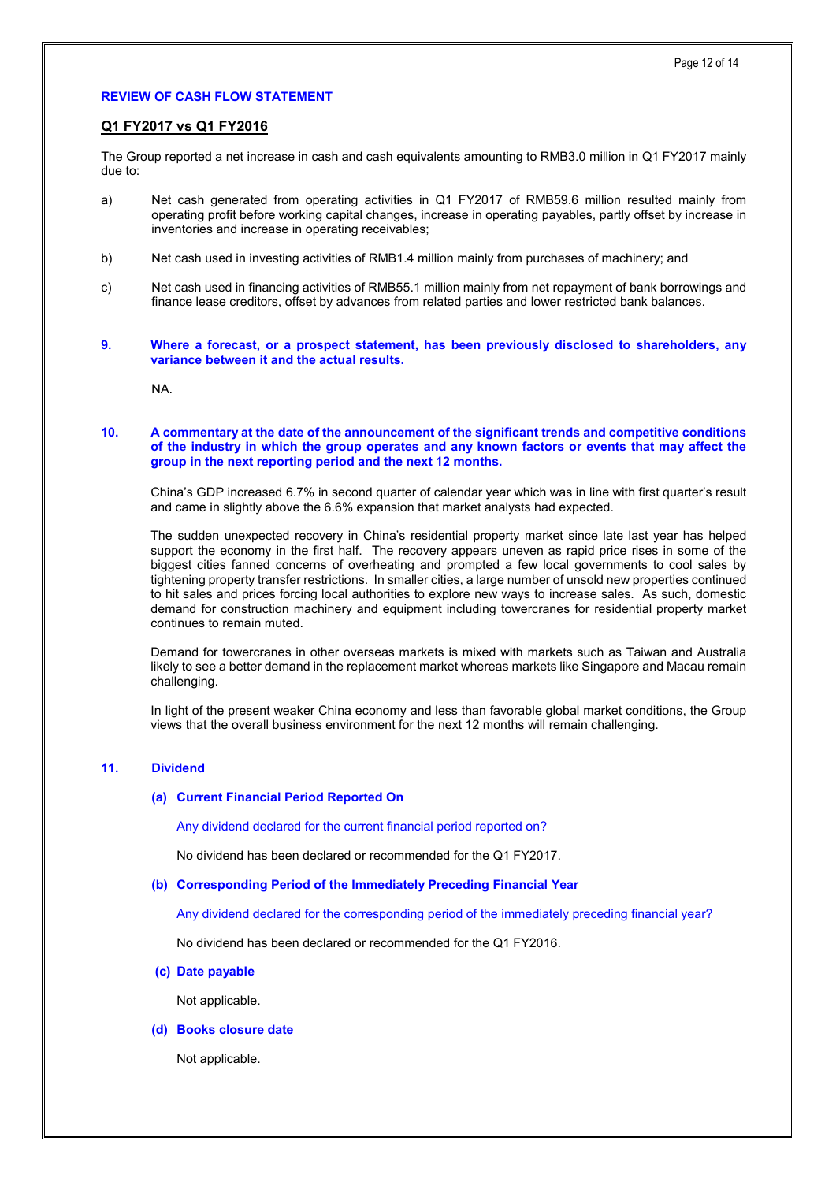## REVIEW OF CASH FLOW STATEMENT

### Q1 FY2017 vs Q1 FY2016

The Group reported a net increase in cash and cash equivalents amounting to RMB3.0 million in Q1 FY2017 mainly due to:

a) Net cash generated from operating activities in Q1 FY2017 of RMB59.6 million resulted mainly from operating profit before working capital changes, increase in operating payables, partly offset by increase in inventories and increase in operating receivables;

b) Net cash used in investing activities of RMB1.4 million mainly from purchases of machinery; and

c) Net cash used in financing activities of RMB55.1 million mainly from net repayment of bank borrowings and finance lease creditors, offset by advances from related parties and lower restricted bank balances.

## 9. Where a forecast, or a prospect statement, has been previously disclosed to shareholders, any variance between it and the actual results.

NA.

## 10. A commentary at the date of the announcement of the significant trends and competitive conditions of the industry in which the group operates and any known factors or events that may affect the group in the next reporting period and the next 12 months.

China's GDP increased 6.7% in second quarter of calendar year which was in line with first quarter's result and came in slightly above the 6.6% expansion that market analysts had expected.

The sudden unexpected recovery in China's residential property market since late last year has helped support the economy in the first half. The recovery appears uneven as rapid price rises in some of the biggest cities fanned concerns of overheating and prompted a few local governments to cool sales by tightening property transfer restrictions. In smaller cities, a large number of unsold new properties continued to hit sales and prices forcing local authorities to explore new ways to increase sales. As such, domestic demand for construction machinery and equipment including towercranes for residential property market continues to remain muted.

Demand for towercranes in other overseas markets is mixed with markets such as Taiwan and Australia likely to see a better demand in the replacement market whereas markets like Singapore and Macau remain challenging.

In light of the present weaker China economy and less than favorable global market conditions, the Group views that the overall business environment for the next 12 months will remain challenging.

## 11. Dividend

### (a) Current Financial Period Reported On

Any dividend declared for the current financial period reported on?

No dividend has been declared or recommended for the Q1 FY2017.

### (b) Corresponding Period of the Immediately Preceding Financial Year

Any dividend declared for the corresponding period of the immediately preceding financial year?

No dividend has been declared or recommended for the Q1 FY2016.

### (c) Date payable

Not applicable.

### (d) Books closure date

Not applicable.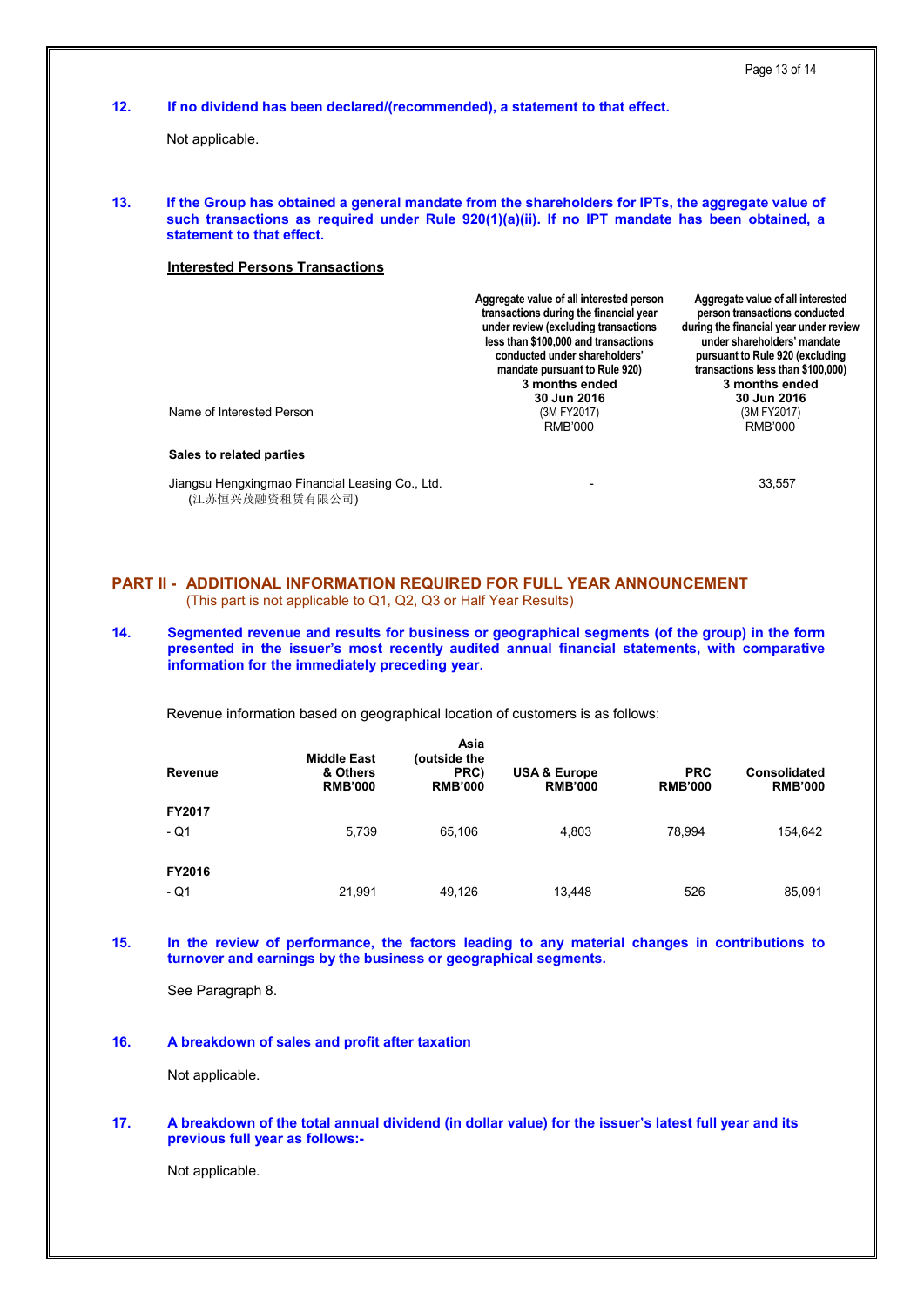## 12. If no dividend has been declared/(recommended), a statement to that effect.

Not applicable.

## 13. If the Group has obtained a general mandate from the shareholders for IPTs, the aggregate value of such transactions as required under Rule 920(1)(a)(ii). If no IPT mandate has been obtained, a statement to that effect.

**Interested Persons Transactions**

| Name of Interested Person | Aggregate value of all interested person transactions during the financial year under review (excluding transactions less than $100,000 and transactions conducted under shareholders' mandate pursuant to Rule 920) **3 months ended 30 Jun 2016** (3M FY2017) RMB'000 | Aggregate value of all interested person transactions conducted during the financial year under review under shareholders' mandate pursuant to Rule 920 (excluding transactions less than $100,000) **3 months ended 30 Jun 2016** (3M FY2017) RMB'000 |
|---|---|---|
| **Sales to related parties** | | |
| Jiangsu Hengxingmao Financial Leasing Co., Ltd. (江苏恒兴茂融资租赁有限公司) | - | 33,557 |

# PART II - ADDITIONAL INFORMATION REQUIRED FOR FULL YEAR ANNOUNCEMENT

(This part is not applicable to Q1, Q2, Q3 or Half Year Results)

## 14. Segmented revenue and results for business or geographical segments (of the group) in the form presented in the issuer's most recently audited annual financial statements, with comparative information for the immediately preceding year.

Revenue information based on geographical location of customers is as follows:

| Revenue | Middle East & Others RMB'000 | Asia (outside the PRC) RMB'000 | USA & Europe RMB'000 | PRC RMB'000 | Consolidated RMB'000 |
|---|---|---|---|---|---|
| **FY2017** | | | | | |
| - Q1 | 5,739 | 65,106 | 4,803 | 78,994 | 154,642 |
| **FY2016** | | | | | |
| - Q1 | 21,991 | 49,126 | 13,448 | 526 | 85,091 |

## 15. In the review of performance, the factors leading to any material changes in contributions to turnover and earnings by the business or geographical segments.

See Paragraph 8.

## 16. A breakdown of sales and profit after taxation

Not applicable.

## 17. A breakdown of the total annual dividend (in dollar value) for the issuer's latest full year and its previous full year as follows:-

Not applicable.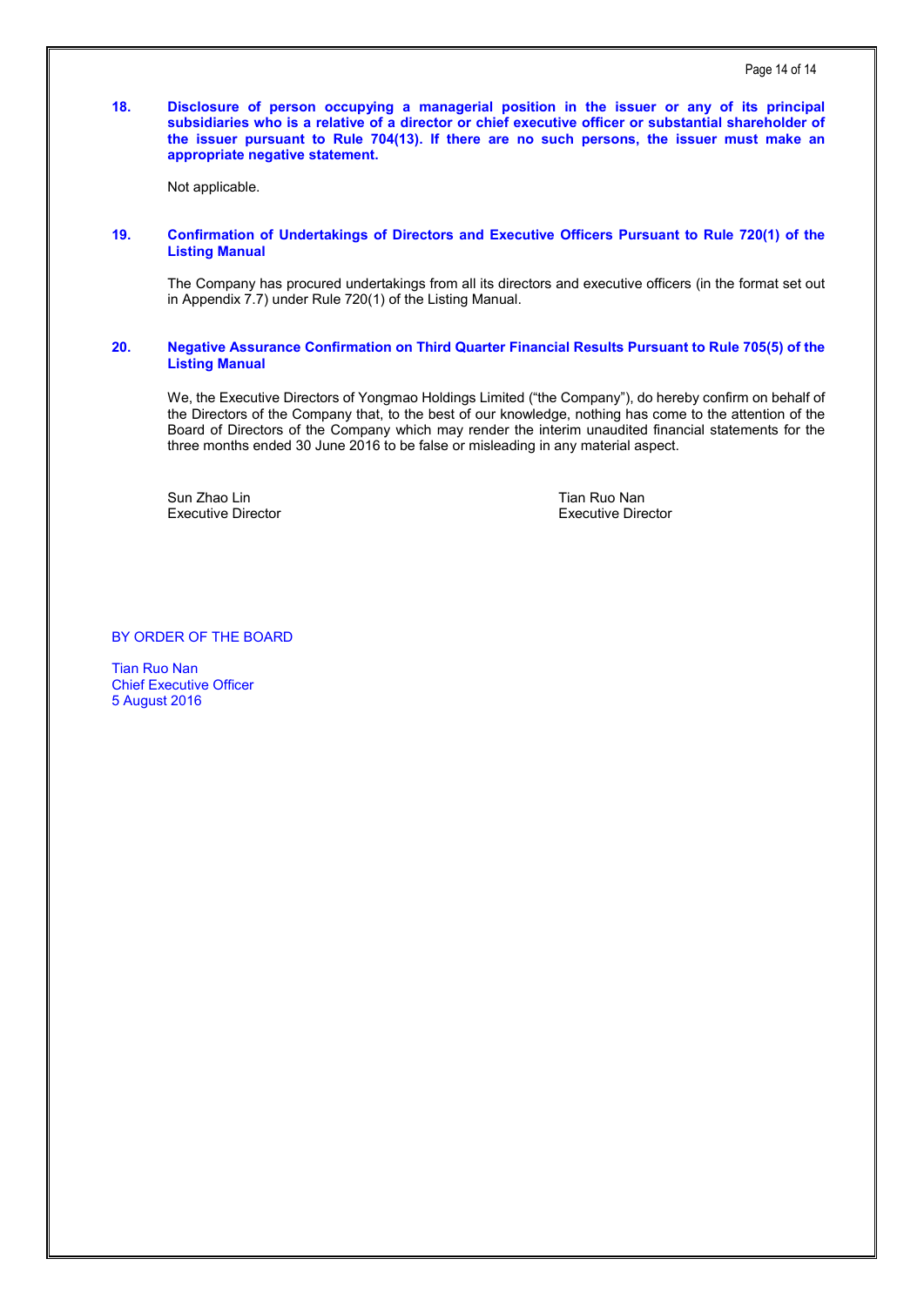**18. Disclosure of person occupying a managerial position in the issuer or any of its principal subsidiaries who is a relative of a director or chief executive officer or substantial shareholder of the issuer pursuant to Rule 704(13). If there are no such persons, the issuer must make an appropriate negative statement.**

Not applicable.

**19. Confirmation of Undertakings of Directors and Executive Officers Pursuant to Rule 720(1) of the Listing Manual**

The Company has procured undertakings from all its directors and executive officers (in the format set out in Appendix 7.7) under Rule 720(1) of the Listing Manual.

**20. Negative Assurance Confirmation on Third Quarter Financial Results Pursuant to Rule 705(5) of the Listing Manual**

We, the Executive Directors of Yongmao Holdings Limited ("the Company"), do hereby confirm on behalf of the Directors of the Company that, to the best of our knowledge, nothing has come to the attention of the Board of Directors of the Company which may render the interim unaudited financial statements for the three months ended 30 June 2016 to be false or misleading in any material aspect.

Sun Zhao Lin
Executive Director

Tian Ruo Nan
Executive Director

BY ORDER OF THE BOARD

Tian Ruo Nan
Chief Executive Officer
5 August 2016